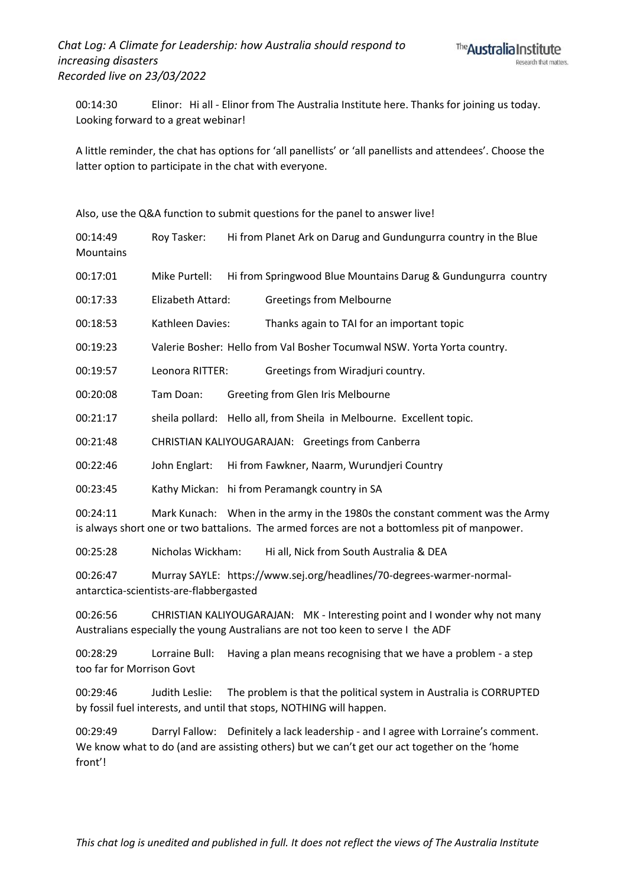00:14:30 Elinor: Hi all - Elinor from The Australia Institute here. Thanks for joining us today. Looking forward to a great webinar!

A little reminder, the chat has options for 'all panellists' or 'all panellists and attendees'. Choose the latter option to participate in the chat with everyone.

Also, use the Q&A function to submit questions for the panel to answer live!

00:14:49 Roy Tasker: Hi from Planet Ark on Darug and Gundungurra country in the Blue Mountains

00:17:01 Mike Purtell: Hi from Springwood Blue Mountains Darug & Gundungurra country

00:17:33 Elizabeth Attard: Greetings from Melbourne

00:18:53 Kathleen Davies: Thanks again to TAI for an important topic

00:19:23 Valerie Bosher: Hello from Val Bosher Tocumwal NSW. Yorta Yorta country.

00:19:57 Leonora RITTER: Greetings from Wiradjuri country.

00:20:08 Tam Doan: Greeting from Glen Iris Melbourne

00:21:17 sheila pollard: Hello all, from Sheila in Melbourne. Excellent topic.

00:21:48 CHRISTIAN KALIYOUGARAJAN: Greetings from Canberra

00:22:46 John Englart: Hi from Fawkner, Naarm, Wurundjeri Country

00:23:45 Kathy Mickan: hi from Peramangk country in SA

00:24:11 Mark Kunach: When in the army in the 1980s the constant comment was the Army is always short one or two battalions. The armed forces are not a bottomless pit of manpower.

00:25:28 Nicholas Wickham: Hi all, Nick from South Australia & DEA

00:26:47 Murray SAYLE: https://www.sej.org/headlines/70-degrees-warmer-normal-antarctica-scientists-are-flabbergasted

00:26:56 CHRISTIAN KALIYOUGARAJAN: MK - Interesting point and I wonder why not many Australians especially the young Australians are not too keen to serve I the ADF

00:28:29 Lorraine Bull: Having a plan means recognising that we have a problem - a step too far for Morrison Govt

00:29:46 Judith Leslie: The problem is that the political system in Australia is CORRUPTED by fossil fuel interests, and until that stops, NOTHING will happen.

00:29:49 Darryl Fallow: Definitely a lack leadership - and I agree with Lorraine's comment. We know what to do (and are assisting others) but we can't get our act together on the 'home front'!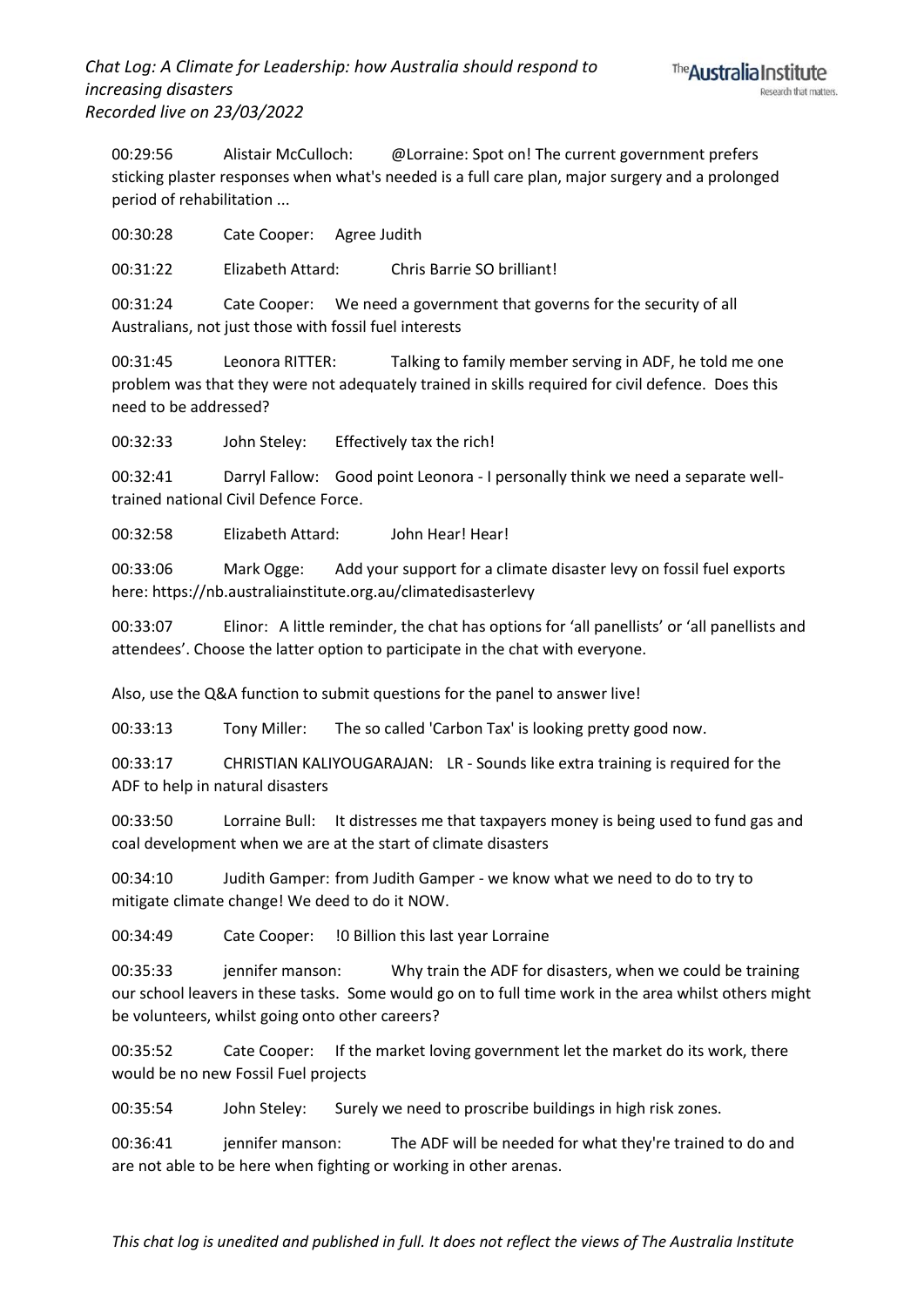00:29:56 Alistair McCulloch: @Lorraine: Spot on! The current government prefers sticking plaster responses when what's needed is a full care plan, major surgery and a prolonged period of rehabilitation ...

00:30:28 Cate Cooper: Agree Judith

00:31:22 Elizabeth Attard: Chris Barrie SO brilliant!

00:31:24 Cate Cooper: We need a government that governs for the security of all Australians, not just those with fossil fuel interests

00:31:45 Leonora RITTER: Talking to family member serving in ADF, he told me one problem was that they were not adequately trained in skills required for civil defence. Does this need to be addressed?

00:32:33 John Steley: Effectively tax the rich!

00:32:41 Darryl Fallow: Good point Leonora - I personally think we need a separate well-trained national Civil Defence Force.

00:32:58 Elizabeth Attard: John Hear! Hear!

00:33:06 Mark Ogge: Add your support for a climate disaster levy on fossil fuel exports here: https://nb.australiainstitute.org.au/climatedisasterlevy

00:33:07 Elinor: A little reminder, the chat has options for 'all panellists' or 'all panellists and attendees'. Choose the latter option to participate in the chat with everyone.

Also, use the Q&A function to submit questions for the panel to answer live!

00:33:13 Tony Miller: The so called 'Carbon Tax' is looking pretty good now.

00:33:17 CHRISTIAN KALIYOUGARAJAN: LR - Sounds like extra training is required for the ADF to help in natural disasters

00:33:50 Lorraine Bull: It distresses me that taxpayers money is being used to fund gas and coal development when we are at the start of climate disasters

00:34:10 Judith Gamper: from Judith Gamper - we know what we need to do to try to mitigate climate change! We deed to do it NOW.

00:34:49 Cate Cooper: !0 Billion this last year Lorraine

00:35:33 jennifer manson: Why train the ADF for disasters, when we could be training our school leavers in these tasks. Some would go on to full time work in the area whilst others might be volunteers, whilst going onto other careers?

00:35:52 Cate Cooper: If the market loving government let the market do its work, there would be no new Fossil Fuel projects

00:35:54 John Steley: Surely we need to proscribe buildings in high risk zones.

00:36:41 jennifer manson: The ADF will be needed for what they're trained to do and are not able to be here when fighting or working in other arenas.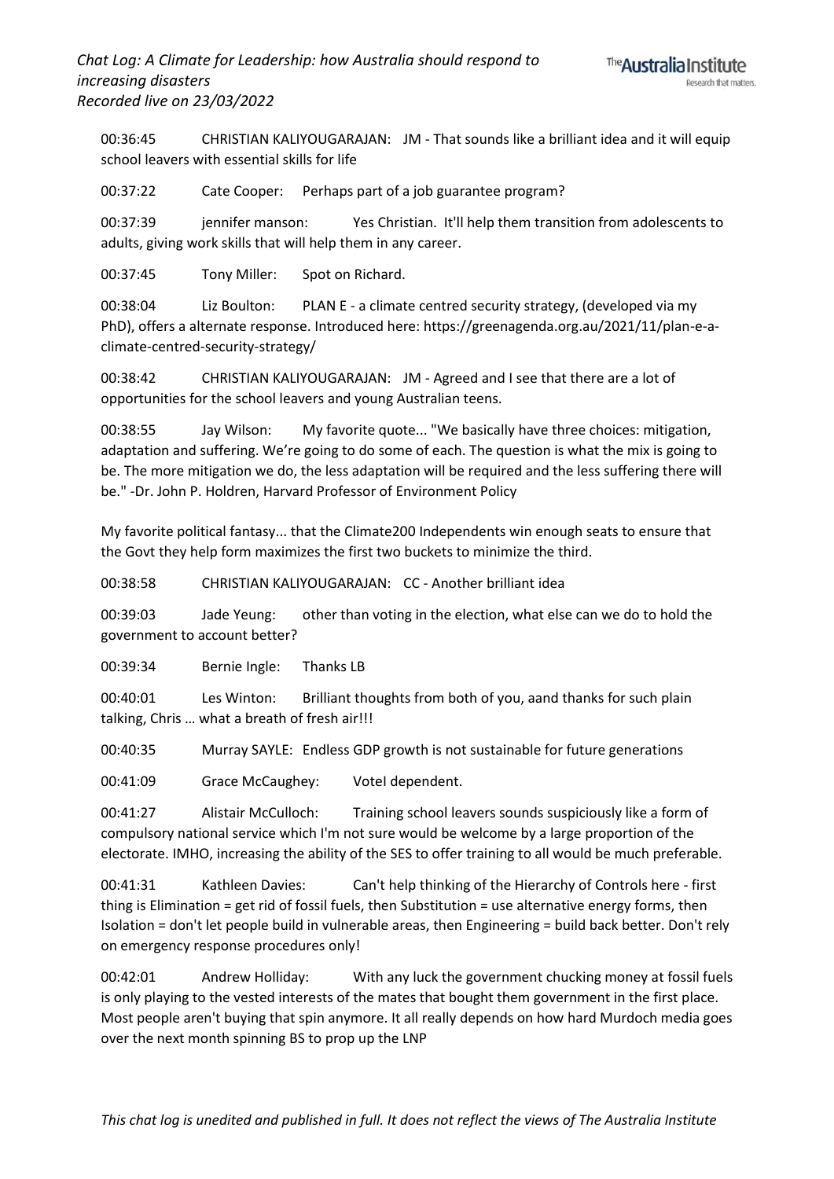00:36:45 CHRISTIAN KALIYOUGARAJAN: JM - That sounds like a brilliant idea and it will equip school leavers with essential skills for life

00:37:22 Cate Cooper: Perhaps part of a job guarantee program?

00:37:39 jennifer manson: Yes Christian. It'll help them transition from adolescents to adults, giving work skills that will help them in any career.

00:37:45 Tony Miller: Spot on Richard.

00:38:04 Liz Boulton: PLAN E - a climate centred security strategy, (developed via my PhD), offers a alternate response. Introduced here: https://greenagenda.org.au/2021/11/plan-e-a-climate-centred-security-strategy/

00:38:42 CHRISTIAN KALIYOUGARAJAN: JM - Agreed and I see that there are a lot of opportunities for the school leavers and young Australian teens.

00:38:55 Jay Wilson: My favorite quote... "We basically have three choices: mitigation, adaptation and suffering. We're going to do some of each. The question is what the mix is going to be. The more mitigation we do, the less adaptation will be required and the less suffering there will be." -Dr. John P. Holdren, Harvard Professor of Environment Policy

My favorite political fantasy... that the Climate200 Independents win enough seats to ensure that the Govt they help form maximizes the first two buckets to minimize the third.

00:38:58 CHRISTIAN KALIYOUGARAJAN: CC - Another brilliant idea

00:39:03 Jade Yeung: other than voting in the election, what else can we do to hold the government to account better?

00:39:34 Bernie Ingle: Thanks LB

00:40:01 Les Winton: Brilliant thoughts from both of you, aand thanks for such plain talking, Chris … what a breath of fresh air!!!

00:40:35 Murray SAYLE: Endless GDP growth is not sustainable for future generations

00:41:09 Grace McCaughey: VoteI dependent.

00:41:27 Alistair McCulloch: Training school leavers sounds suspiciously like a form of compulsory national service which I'm not sure would be welcome by a large proportion of the electorate. IMHO, increasing the ability of the SES to offer training to all would be much preferable.

00:41:31 Kathleen Davies: Can't help thinking of the Hierarchy of Controls here - first thing is Elimination = get rid of fossil fuels, then Substitution = use alternative energy forms, then Isolation = don't let people build in vulnerable areas, then Engineering = build back better. Don't rely on emergency response procedures only!

00:42:01 Andrew Holliday: With any luck the government chucking money at fossil fuels is only playing to the vested interests of the mates that bought them government in the first place. Most people aren't buying that spin anymore. It all really depends on how hard Murdoch media goes over the next month spinning BS to prop up the LNP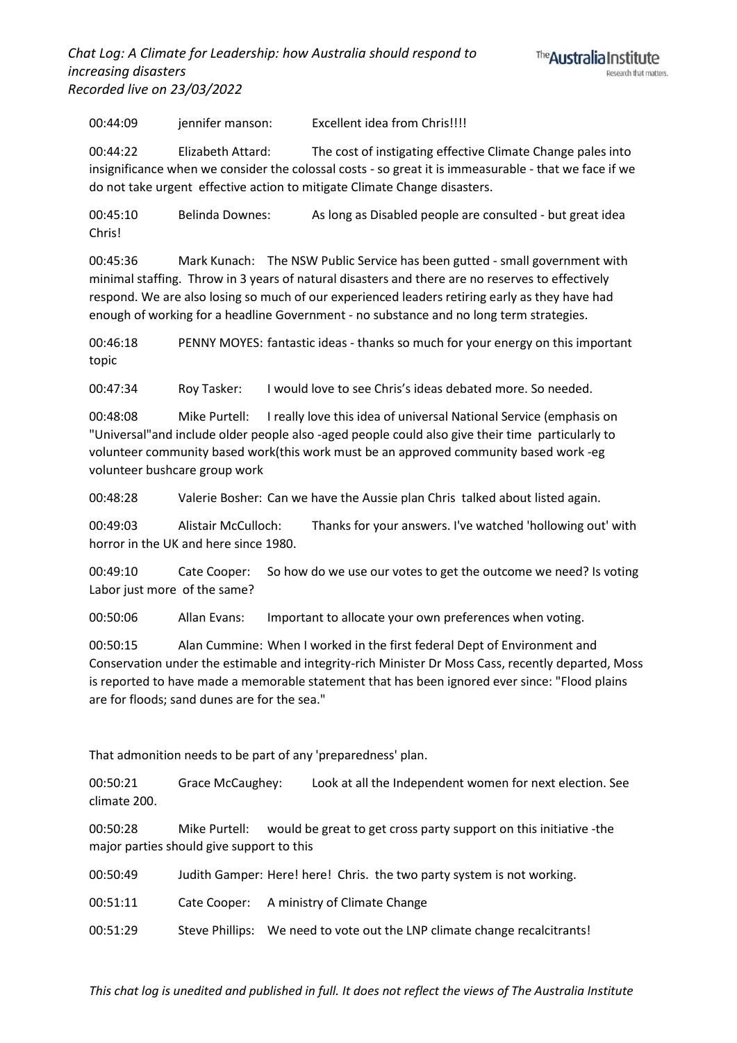00:44:09 jennifer manson: Excellent idea from Chris!!!!

00:44:22 Elizabeth Attard: The cost of instigating effective Climate Change pales into insignificance when we consider the colossal costs - so great it is immeasurable - that we face if we do not take urgent effective action to mitigate Climate Change disasters.

00:45:10 Belinda Downes: As long as Disabled people are consulted - but great idea Chris!

00:45:36 Mark Kunach: The NSW Public Service has been gutted - small government with minimal staffing. Throw in 3 years of natural disasters and there are no reserves to effectively respond. We are also losing so much of our experienced leaders retiring early as they have had enough of working for a headline Government - no substance and no long term strategies.

00:46:18 PENNY MOYES: fantastic ideas - thanks so much for your energy on this important topic

00:47:34 Roy Tasker: I would love to see Chris's ideas debated more. So needed.

00:48:08 Mike Purtell: I really love this idea of universal National Service (emphasis on "Universal"and include older people also -aged people could also give their time particularly to volunteer community based work(this work must be an approved community based work -eg volunteer bushcare group work

00:48:28 Valerie Bosher: Can we have the Aussie plan Chris talked about listed again.

00:49:03 Alistair McCulloch: Thanks for your answers. I've watched 'hollowing out' with horror in the UK and here since 1980.

00:49:10 Cate Cooper: So how do we use our votes to get the outcome we need? Is voting Labor just more of the same?

00:50:06 Allan Evans: Important to allocate your own preferences when voting.

00:50:15 Alan Cummine: When I worked in the first federal Dept of Environment and Conservation under the estimable and integrity-rich Minister Dr Moss Cass, recently departed, Moss is reported to have made a memorable statement that has been ignored ever since: "Flood plains are for floods; sand dunes are for the sea."

That admonition needs to be part of any 'preparedness' plan.

00:50:21 Grace McCaughey: Look at all the Independent women for next election. See climate 200.

00:50:28 Mike Purtell: would be great to get cross party support on this initiative -the major parties should give support to this

00:50:49 Judith Gamper: Here! here! Chris. the two party system is not working.

00:51:11 Cate Cooper: A ministry of Climate Change

00:51:29 Steve Phillips: We need to vote out the LNP climate change recalcitrants!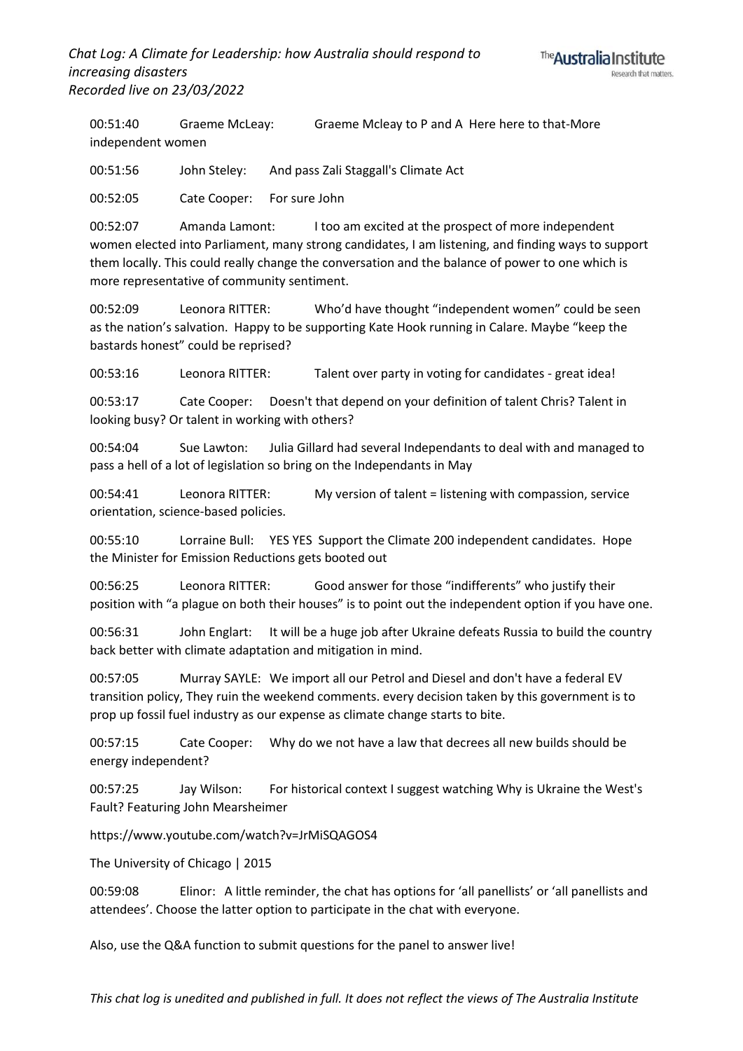00:51:40 Graeme McLeay: Graeme Mcleay to P and A Here here to that-More independent women

00:51:56 John Steley: And pass Zali Staggall's Climate Act

00:52:05 Cate Cooper: For sure John

00:52:07 Amanda Lamont: I too am excited at the prospect of more independent women elected into Parliament, many strong candidates, I am listening, and finding ways to support them locally. This could really change the conversation and the balance of power to one which is more representative of community sentiment.

00:52:09 Leonora RITTER: Who'd have thought "independent women" could be seen as the nation's salvation. Happy to be supporting Kate Hook running in Calare. Maybe "keep the bastards honest" could be reprised?

00:53:16 Leonora RITTER: Talent over party in voting for candidates - great idea!

00:53:17 Cate Cooper: Doesn't that depend on your definition of talent Chris? Talent in looking busy? Or talent in working with others?

00:54:04 Sue Lawton: Julia Gillard had several Independants to deal with and managed to pass a hell of a lot of legislation so bring on the Independants in May

00:54:41 Leonora RITTER: My version of talent = listening with compassion, service orientation, science-based policies.

00:55:10 Lorraine Bull: YES YES Support the Climate 200 independent candidates. Hope the Minister for Emission Reductions gets booted out

00:56:25 Leonora RITTER: Good answer for those "indifferents" who justify their position with "a plague on both their houses" is to point out the independent option if you have one.

00:56:31 John Englart: It will be a huge job after Ukraine defeats Russia to build the country back better with climate adaptation and mitigation in mind.

00:57:05 Murray SAYLE: We import all our Petrol and Diesel and don't have a federal EV transition policy, They ruin the weekend comments. every decision taken by this government is to prop up fossil fuel industry as our expense as climate change starts to bite.

00:57:15 Cate Cooper: Why do we not have a law that decrees all new builds should be energy independent?

00:57:25 Jay Wilson: For historical context I suggest watching Why is Ukraine the West's Fault? Featuring John Mearsheimer

https://www.youtube.com/watch?v=JrMiSQAGOS4

The University of Chicago | 2015

00:59:08 Elinor: A little reminder, the chat has options for 'all panellists' or 'all panellists and attendees'. Choose the latter option to participate in the chat with everyone.

Also, use the Q&A function to submit questions for the panel to answer live!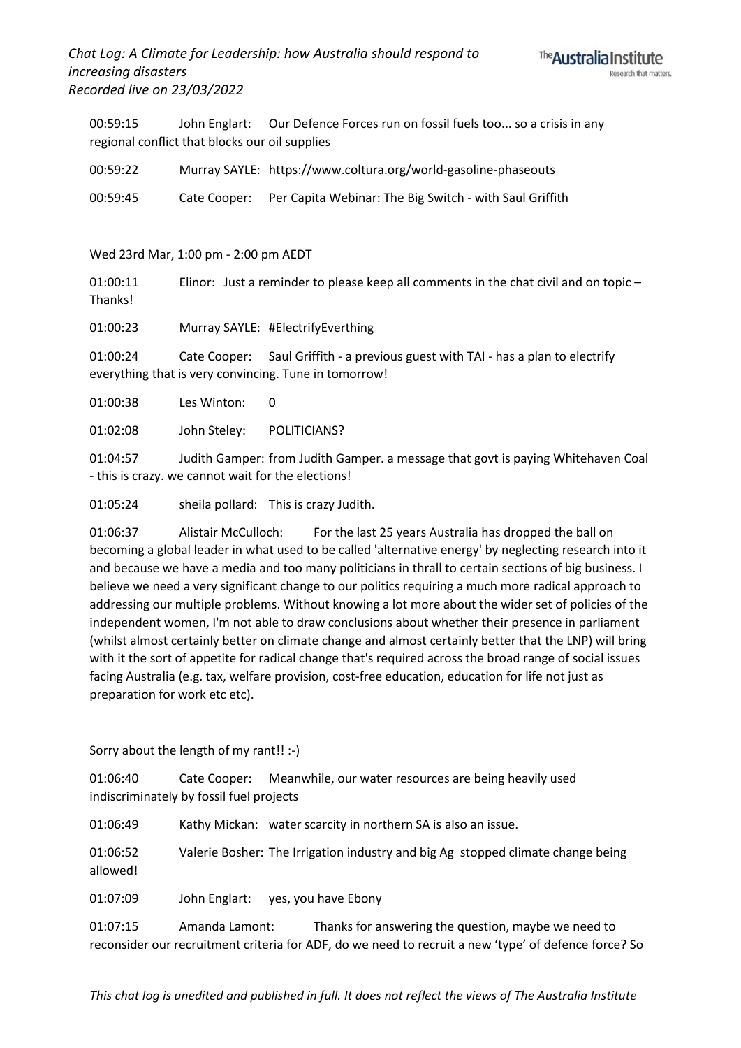00:59:15 John Englart: Our Defence Forces run on fossil fuels too... so a crisis in any regional conflict that blocks our oil supplies

00:59:22 Murray SAYLE: https://www.coltura.org/world-gasoline-phaseouts

00:59:45 Cate Cooper: Per Capita Webinar: The Big Switch - with Saul Griffith

Wed 23rd Mar, 1:00 pm - 2:00 pm AEDT

01:00:11 Elinor: Just a reminder to please keep all comments in the chat civil and on topic – Thanks!

01:00:23 Murray SAYLE: #ElectrifyEverthing

01:00:24 Cate Cooper: Saul Griffith - a previous guest with TAI - has a plan to electrify everything that is very convincing. Tune in tomorrow!

01:00:38 Les Winton: 0

01:02:08 John Steley: POLITICIANS?

01:04:57 Judith Gamper: from Judith Gamper. a message that govt is paying Whitehaven Coal - this is crazy. we cannot wait for the elections!

01:05:24 sheila pollard: This is crazy Judith.

01:06:37 Alistair McCulloch: For the last 25 years Australia has dropped the ball on becoming a global leader in what used to be called 'alternative energy' by neglecting research into it and because we have a media and too many politicians in thrall to certain sections of big business. I believe we need a very significant change to our politics requiring a much more radical approach to addressing our multiple problems. Without knowing a lot more about the wider set of policies of the independent women, I'm not able to draw conclusions about whether their presence in parliament (whilst almost certainly better on climate change and almost certainly better that the LNP) will bring with it the sort of appetite for radical change that's required across the broad range of social issues facing Australia (e.g. tax, welfare provision, cost-free education, education for life not just as preparation for work etc etc).

Sorry about the length of my rant!! :-)

01:06:40 Cate Cooper: Meanwhile, our water resources are being heavily used indiscriminately by fossil fuel projects

01:06:49 Kathy Mickan: water scarcity in northern SA is also an issue.

01:06:52 Valerie Bosher: The Irrigation industry and big Ag stopped climate change being allowed!

01:07:09 John Englart: yes, you have Ebony

01:07:15 Amanda Lamont: Thanks for answering the question, maybe we need to reconsider our recruitment criteria for ADF, do we need to recruit a new 'type' of defence force? So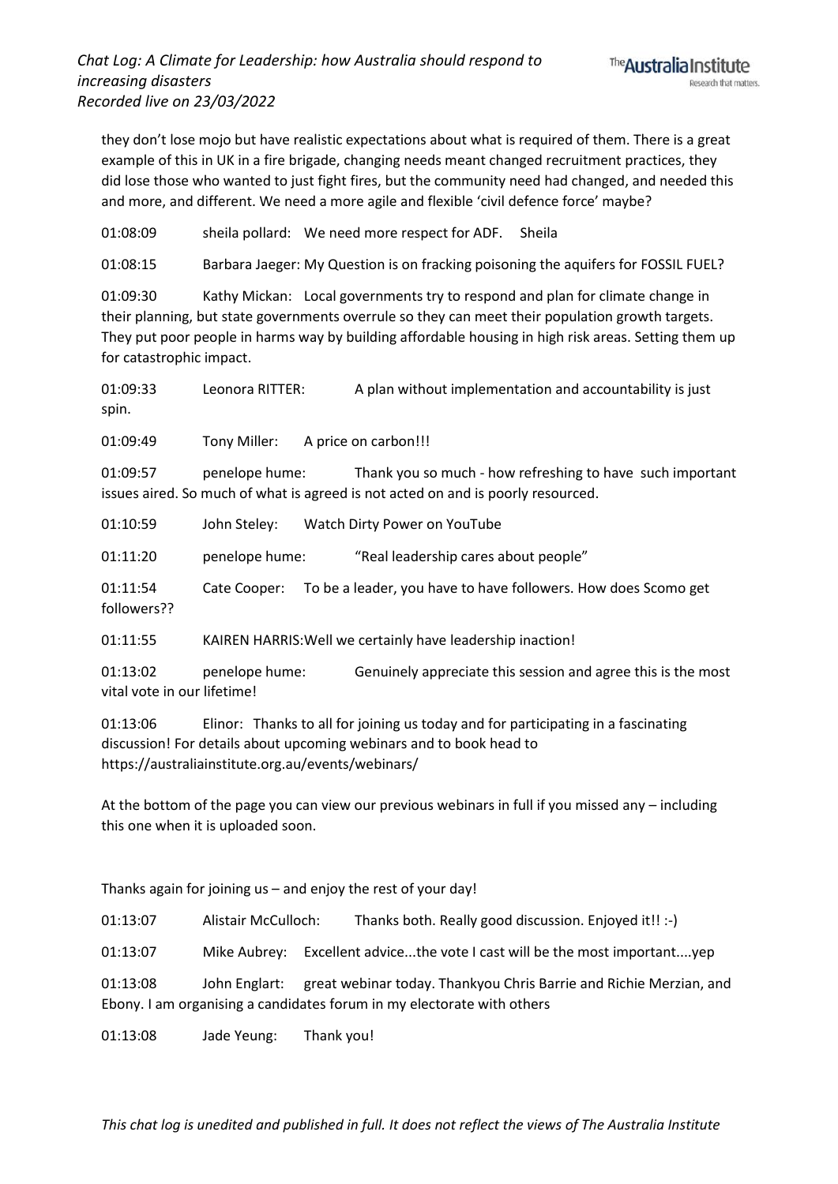they don't lose mojo but have realistic expectations about what is required of them. There is a great example of this in UK in a fire brigade, changing needs meant changed recruitment practices, they did lose those who wanted to just fight fires, but the community need had changed, and needed this and more, and different. We need a more agile and flexible 'civil defence force' maybe?

01:08:09 sheila pollard: We need more respect for ADF. Sheila

01:08:15 Barbara Jaeger: My Question is on fracking poisoning the aquifers for FOSSIL FUEL?

01:09:30 Kathy Mickan: Local governments try to respond and plan for climate change in their planning, but state governments overrule so they can meet their population growth targets. They put poor people in harms way by building affordable housing in high risk areas. Setting them up for catastrophic impact.

01:09:33 Leonora RITTER: A plan without implementation and accountability is just spin.

01:09:49 Tony Miller: A price on carbon!!!

01:09:57 penelope hume: Thank you so much - how refreshing to have such important issues aired. So much of what is agreed is not acted on and is poorly resourced.

01:10:59 John Steley: Watch Dirty Power on YouTube

01:11:20 penelope hume: "Real leadership cares about people"

01:11:54 Cate Cooper: To be a leader, you have to have followers. How does Scomo get followers??

01:11:55 KAIREN HARRIS: Well we certainly have leadership inaction!

01:13:02 penelope hume: Genuinely appreciate this session and agree this is the most vital vote in our lifetime!

01:13:06 Elinor: Thanks to all for joining us today and for participating in a fascinating discussion! For details about upcoming webinars and to book head to https://australiainstitute.org.au/events/webinars/

At the bottom of the page you can view our previous webinars in full if you missed any – including this one when it is uploaded soon.

Thanks again for joining us – and enjoy the rest of your day!

01:13:07 Alistair McCulloch: Thanks both. Really good discussion. Enjoyed it!! :-)

01:13:07 Mike Aubrey: Excellent advice...the vote I cast will be the most important....yep

01:13:08 John Englart: great webinar today. Thankyou Chris Barrie and Richie Merzian, and Ebony. I am organising a candidates forum in my electorate with others

01:13:08 Jade Yeung: Thank you!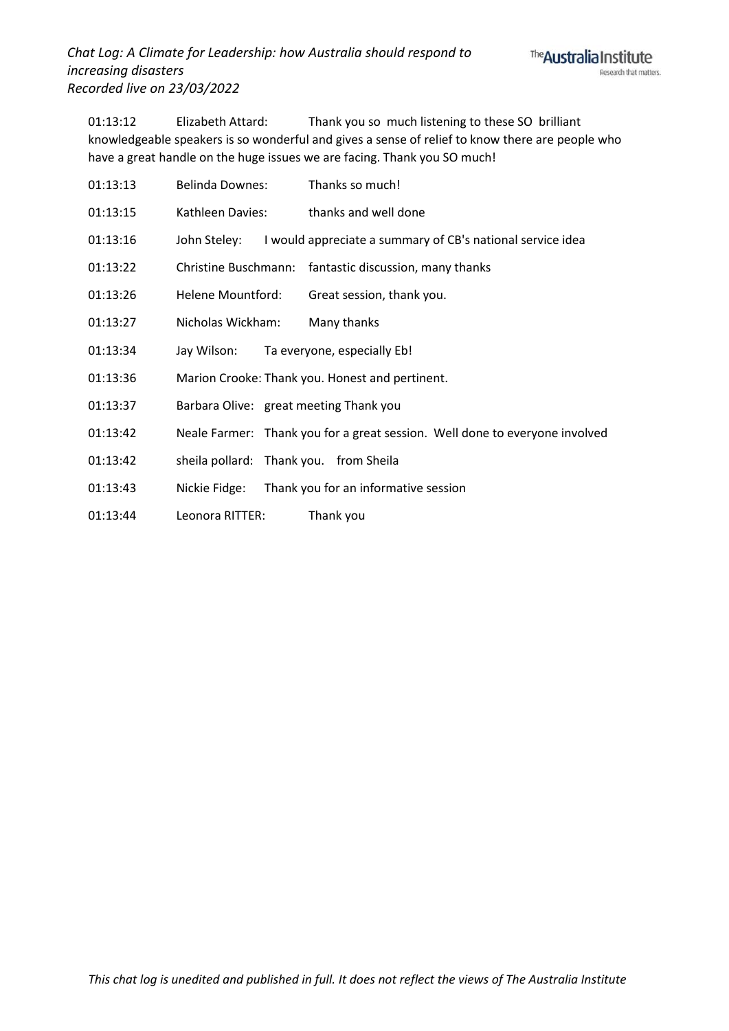01:13:12 Elizabeth Attard: Thank you so much listening to these SO brilliant knowledgeable speakers is so wonderful and gives a sense of relief to know there are people who have a great handle on the huge issues we are facing. Thank you SO much!

01:13:13 Belinda Downes: Thanks so much!

01:13:15 Kathleen Davies: thanks and well done

01:13:16 John Steley: I would appreciate a summary of CB's national service idea

01:13:22 Christine Buschmann: fantastic discussion, many thanks

01:13:26 Helene Mountford: Great session, thank you.

01:13:27 Nicholas Wickham: Many thanks

01:13:34 Jay Wilson: Ta everyone, especially Eb!

01:13:36 Marion Crooke: Thank you. Honest and pertinent.

01:13:37 Barbara Olive: great meeting Thank you

01:13:42 Neale Farmer: Thank you for a great session. Well done to everyone involved

01:13:42 sheila pollard: Thank you. from Sheila

01:13:43 Nickie Fidge: Thank you for an informative session

01:13:44 Leonora RITTER: Thank you

*This chat log is unedited and published in full. It does not reflect the views of The Australia Institute*